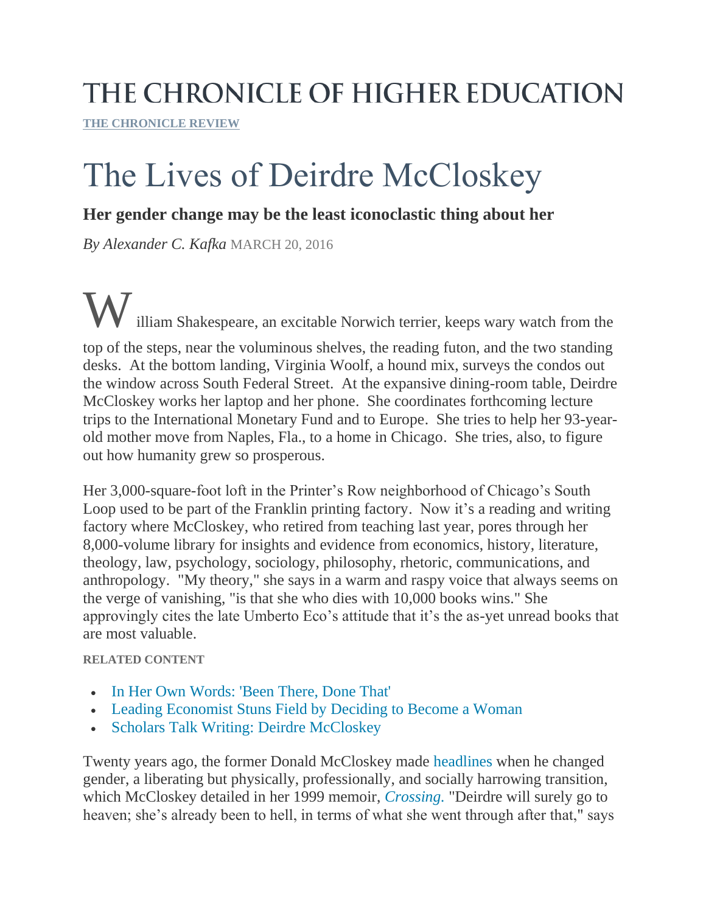# THE CHRONICLE OF HIGHER EDUCATION

THE CHRONICLE REVIEW

# The Lives of Deirdre McCloskey

### Her gender change may be the least iconoclastic thing about her

*By Alexander C. Kafka* MARCH 20, 2016

William Shakespeare, an excitable Norwich terrier, keeps wary watch from the top of the steps, near the voluminous shelves, the reading futon, and the two standing desks. At the bottom landing, Virginia Woolf, a hound mix, surveys the condos out the window across South Federal Street. At the expansive dining-room table, Deirdre McCloskey works her laptop and her phone. She coordinates forthcoming lecture trips to the International Monetary Fund and to Europe. She tries to help her 93-year-old mother move from Naples, Fla., to a home in Chicago. She tries, also, to figure out how humanity grew so prosperous.

Her 3,000-square-foot loft in the Printer's Row neighborhood of Chicago's South Loop used to be part of the Franklin printing factory. Now it's a reading and writing factory where McCloskey, who retired from teaching last year, pores through her 8,000-volume library for insights and evidence from economics, history, literature, theology, law, psychology, sociology, philosophy, rhetoric, communications, and anthropology. "My theory," she says in a warm and raspy voice that always seems on the verge of vanishing, "is that she who dies with 10,000 books wins." She approvingly cites the late Umberto Eco's attitude that it's the as-yet unread books that are most valuable.

**RELATED CONTENT**

- In Her Own Words: 'Been There, Done That'
- Leading Economist Stuns Field by Deciding to Become a Woman
- Scholars Talk Writing: Deirdre McCloskey

Twenty years ago, the former Donald McCloskey made headlines when he changed gender, a liberating but physically, professionally, and socially harrowing transition, which McCloskey detailed in her 1999 memoir, *Crossing.* "Deirdre will surely go to heaven; she's already been to hell, in terms of what she went through after that," says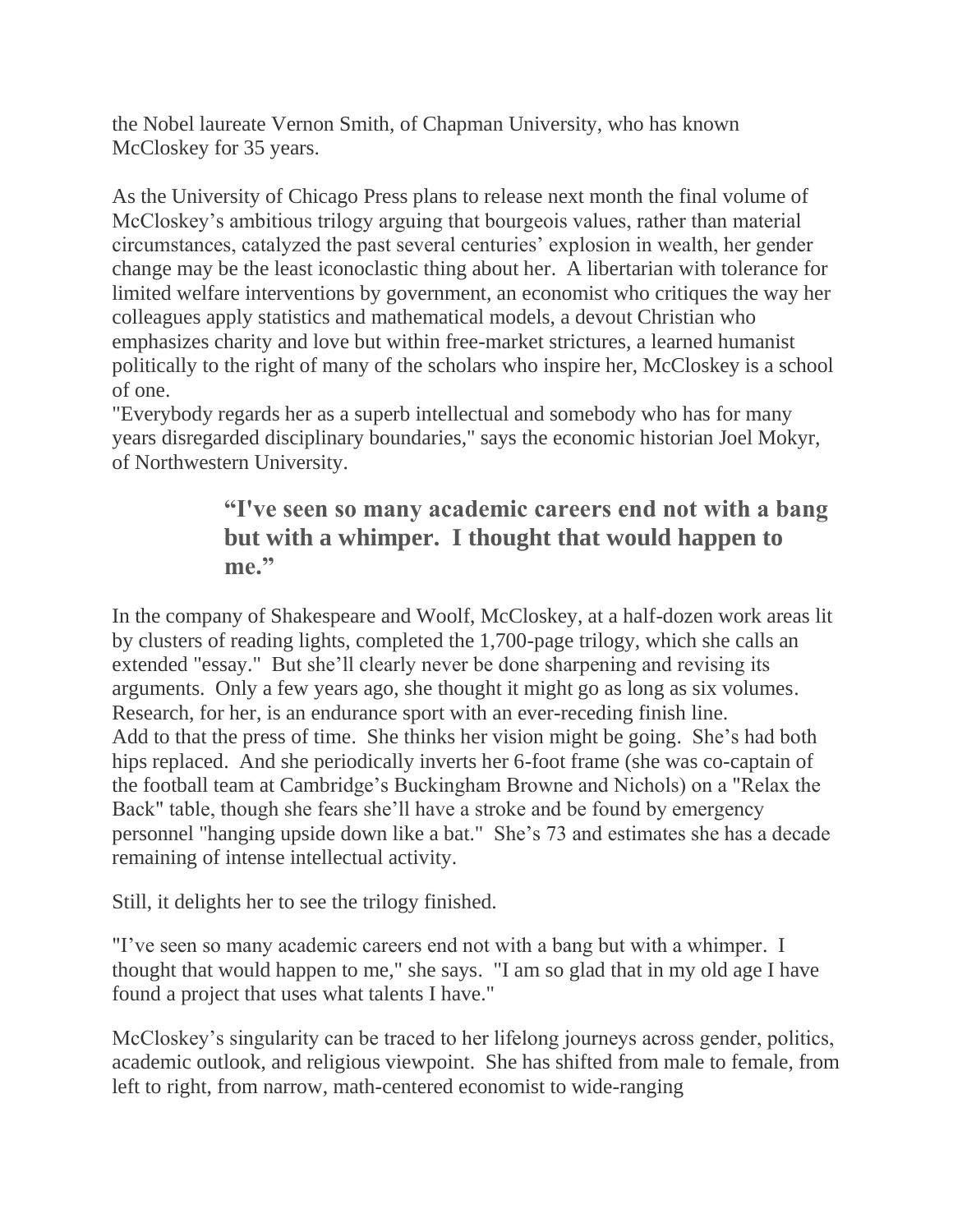the Nobel laureate Vernon Smith, of Chapman University, who has known McCloskey for 35 years.

As the University of Chicago Press plans to release next month the final volume of McCloskey's ambitious trilogy arguing that bourgeois values, rather than material circumstances, catalyzed the past several centuries' explosion in wealth, her gender change may be the least iconoclastic thing about her. A libertarian with tolerance for limited welfare interventions by government, an economist who critiques the way her colleagues apply statistics and mathematical models, a devout Christian who emphasizes charity and love but within free-market strictures, a learned humanist politically to the right of many of the scholars who inspire her, McCloskey is a school of one.

"Everybody regards her as a superb intellectual and somebody who has for many years disregarded disciplinary boundaries," says the economic historian Joel Mokyr, of Northwestern University.

> **"I've seen so many academic careers end not with a bang but with a whimper. I thought that would happen to me."**

In the company of Shakespeare and Woolf, McCloskey, at a half-dozen work areas lit by clusters of reading lights, completed the 1,700-page trilogy, which she calls an extended "essay." But she'll clearly never be done sharpening and revising its arguments. Only a few years ago, she thought it might go as long as six volumes. Research, for her, is an endurance sport with an ever-receding finish line.

Add to that the press of time. She thinks her vision might be going. She's had both hips replaced. And she periodically inverts her 6-foot frame (she was co-captain of the football team at Cambridge's Buckingham Browne and Nichols) on a "Relax the Back" table, though she fears she'll have a stroke and be found by emergency personnel "hanging upside down like a bat." She's 73 and estimates she has a decade remaining of intense intellectual activity.

Still, it delights her to see the trilogy finished.

"I've seen so many academic careers end not with a bang but with a whimper. I thought that would happen to me," she says. "I am so glad that in my old age I have found a project that uses what talents I have."

McCloskey's singularity can be traced to her lifelong journeys across gender, politics, academic outlook, and religious viewpoint. She has shifted from male to female, from left to right, from narrow, math-centered economist to wide-ranging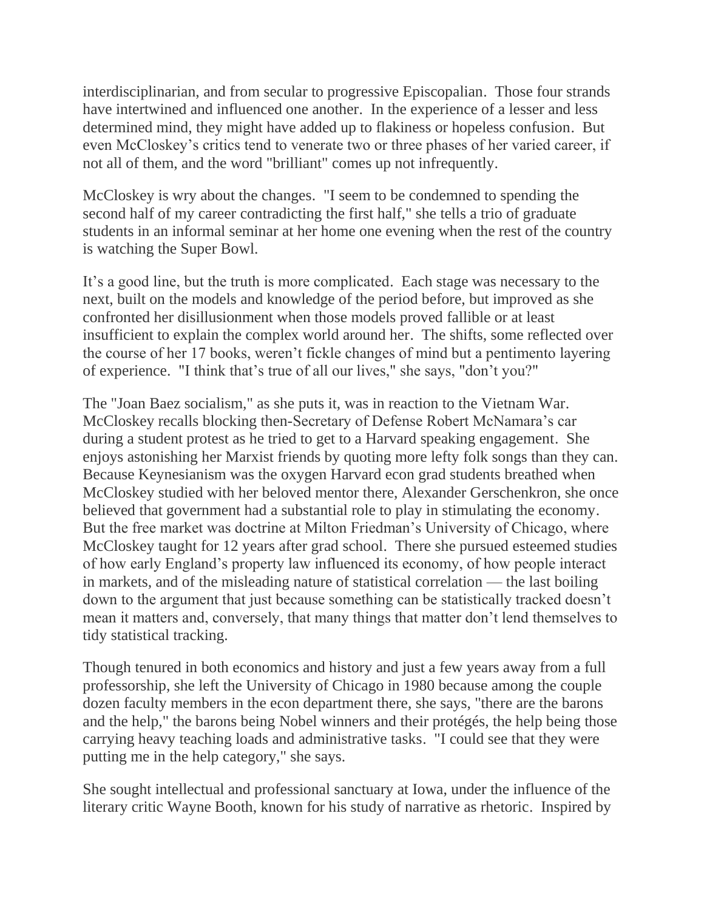interdisciplinarian, and from secular to progressive Episcopalian. Those four strands have intertwined and influenced one another. In the experience of a lesser and less determined mind, they might have added up to flakiness or hopeless confusion. But even McCloskey's critics tend to venerate two or three phases of her varied career, if not all of them, and the word "brilliant" comes up not infrequently.

McCloskey is wry about the changes. "I seem to be condemned to spending the second half of my career contradicting the first half," she tells a trio of graduate students in an informal seminar at her home one evening when the rest of the country is watching the Super Bowl.

It's a good line, but the truth is more complicated. Each stage was necessary to the next, built on the models and knowledge of the period before, but improved as she confronted her disillusionment when those models proved fallible or at least insufficient to explain the complex world around her. The shifts, some reflected over the course of her 17 books, weren't fickle changes of mind but a pentimento layering of experience. "I think that's true of all our lives," she says, "don't you?"

The "Joan Baez socialism," as she puts it, was in reaction to the Vietnam War. McCloskey recalls blocking then-Secretary of Defense Robert McNamara's car during a student protest as he tried to get to a Harvard speaking engagement. She enjoys astonishing her Marxist friends by quoting more lefty folk songs than they can. Because Keynesianism was the oxygen Harvard econ grad students breathed when McCloskey studied with her beloved mentor there, Alexander Gerschenkron, she once believed that government had a substantial role to play in stimulating the economy. But the free market was doctrine at Milton Friedman's University of Chicago, where McCloskey taught for 12 years after grad school. There she pursued esteemed studies of how early England's property law influenced its economy, of how people interact in markets, and of the misleading nature of statistical correlation — the last boiling down to the argument that just because something can be statistically tracked doesn't mean it matters and, conversely, that many things that matter don't lend themselves to tidy statistical tracking.

Though tenured in both economics and history and just a few years away from a full professorship, she left the University of Chicago in 1980 because among the couple dozen faculty members in the econ department there, she says, "there are the barons and the help," the barons being Nobel winners and their protégés, the help being those carrying heavy teaching loads and administrative tasks. "I could see that they were putting me in the help category," she says.

She sought intellectual and professional sanctuary at Iowa, under the influence of the literary critic Wayne Booth, known for his study of narrative as rhetoric. Inspired by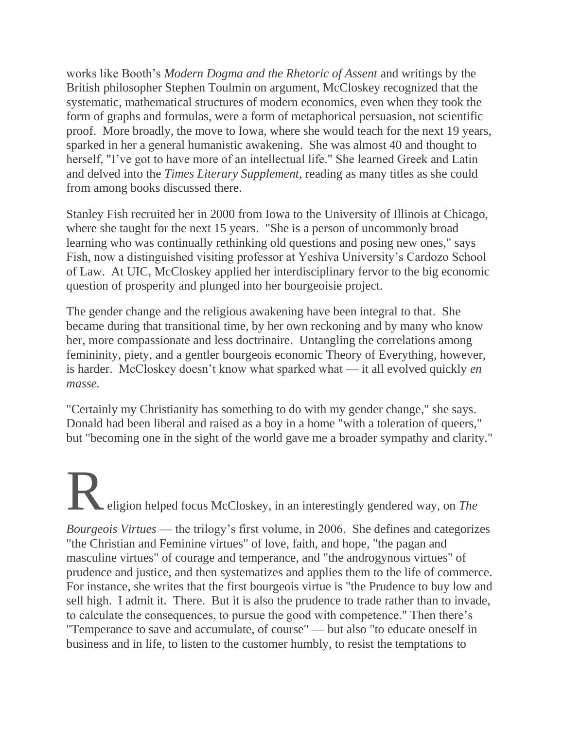works like Booth's *Modern Dogma and the Rhetoric of Assent* and writings by the British philosopher Stephen Toulmin on argument, McCloskey recognized that the systematic, mathematical structures of modern economics, even when they took the form of graphs and formulas, were a form of metaphorical persuasion, not scientific proof. More broadly, the move to Iowa, where she would teach for the next 19 years, sparked in her a general humanistic awakening. She was almost 40 and thought to herself, "I've got to have more of an intellectual life." She learned Greek and Latin and delved into the *Times Literary Supplement*, reading as many titles as she could from among books discussed there.

Stanley Fish recruited her in 2000 from Iowa to the University of Illinois at Chicago, where she taught for the next 15 years. "She is a person of uncommonly broad learning who was continually rethinking old questions and posing new ones," says Fish, now a distinguished visiting professor at Yeshiva University's Cardozo School of Law. At UIC, McCloskey applied her interdisciplinary fervor to the big economic question of prosperity and plunged into her bourgeoisie project.

The gender change and the religious awakening have been integral to that. She became during that transitional time, by her own reckoning and by many who know her, more compassionate and less doctrinaire. Untangling the correlations among femininity, piety, and a gentler bourgeois economic Theory of Everything, however, is harder. McCloskey doesn't know what sparked what — it all evolved quickly *en masse.*

"Certainly my Christianity has something to do with my gender change," she says. Donald had been liberal and raised as a boy in a home "with a toleration of queers," but "becoming one in the sight of the world gave me a broader sympathy and clarity."

Religion helped focus McCloskey, in an interestingly gendered way, on *The Bourgeois Virtues* — the trilogy's first volume, in 2006. She defines and categorizes "the Christian and Feminine virtues" of love, faith, and hope, "the pagan and masculine virtues" of courage and temperance, and "the androgynous virtues" of prudence and justice, and then systematizes and applies them to the life of commerce. For instance, she writes that the first bourgeois virtue is "the Prudence to buy low and sell high. I admit it. There. But it is also the prudence to trade rather than to invade, to calculate the consequences, to pursue the good with competence." Then there's "Temperance to save and accumulate, of course" — but also "to educate oneself in business and in life, to listen to the customer humbly, to resist the temptations to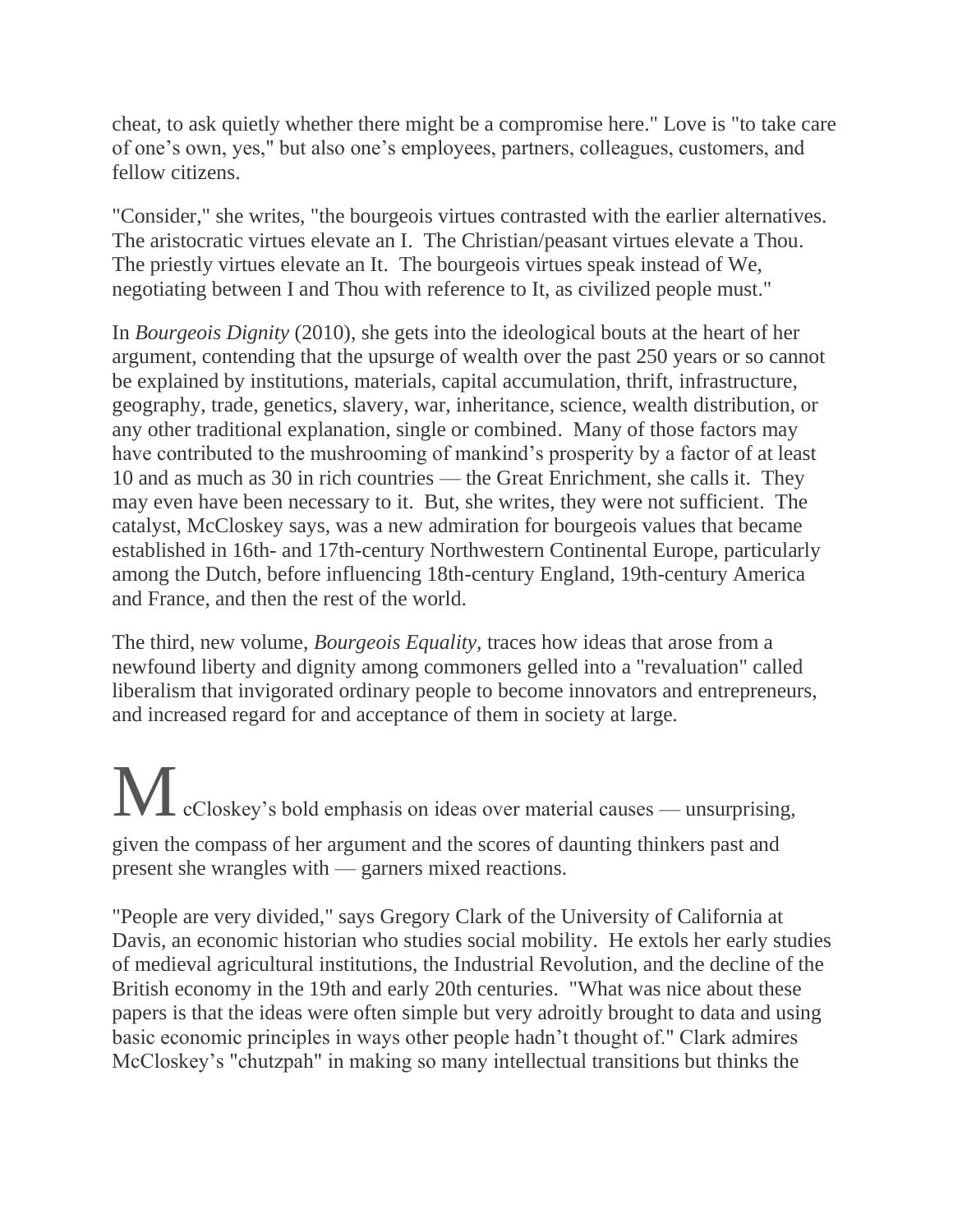cheat, to ask quietly whether there might be a compromise here." Love is "to take care of one's own, yes," but also one's employees, partners, colleagues, customers, and fellow citizens.

"Consider," she writes, "the bourgeois virtues contrasted with the earlier alternatives. The aristocratic virtues elevate an I. The Christian/peasant virtues elevate a Thou. The priestly virtues elevate an It. The bourgeois virtues speak instead of We, negotiating between I and Thou with reference to It, as civilized people must."

In *Bourgeois Dignity* (2010), she gets into the ideological bouts at the heart of her argument, contending that the upsurge of wealth over the past 250 years or so cannot be explained by institutions, materials, capital accumulation, thrift, infrastructure, geography, trade, genetics, slavery, war, inheritance, science, wealth distribution, or any other traditional explanation, single or combined. Many of those factors may have contributed to the mushrooming of mankind's prosperity by a factor of at least 10 and as much as 30 in rich countries — the Great Enrichment, she calls it. They may even have been necessary to it. But, she writes, they were not sufficient. The catalyst, McCloskey says, was a new admiration for bourgeois values that became established in 16th- and 17th-century Northwestern Continental Europe, particularly among the Dutch, before influencing 18th-century England, 19th-century America and France, and then the rest of the world.

The third, new volume, *Bourgeois Equality*, traces how ideas that arose from a newfound liberty and dignity among commoners gelled into a "revaluation" called liberalism that invigorated ordinary people to become innovators and entrepreneurs, and increased regard for and acceptance of them in society at large.

McCloskey's bold emphasis on ideas over material causes — unsurprising, given the compass of her argument and the scores of daunting thinkers past and present she wrangles with — garners mixed reactions.

"People are very divided," says Gregory Clark of the University of California at Davis, an economic historian who studies social mobility. He extols her early studies of medieval agricultural institutions, the Industrial Revolution, and the decline of the British economy in the 19th and early 20th centuries. "What was nice about these papers is that the ideas were often simple but very adroitly brought to data and using basic economic principles in ways other people hadn't thought of." Clark admires McCloskey's "chutzpah" in making so many intellectual transitions but thinks the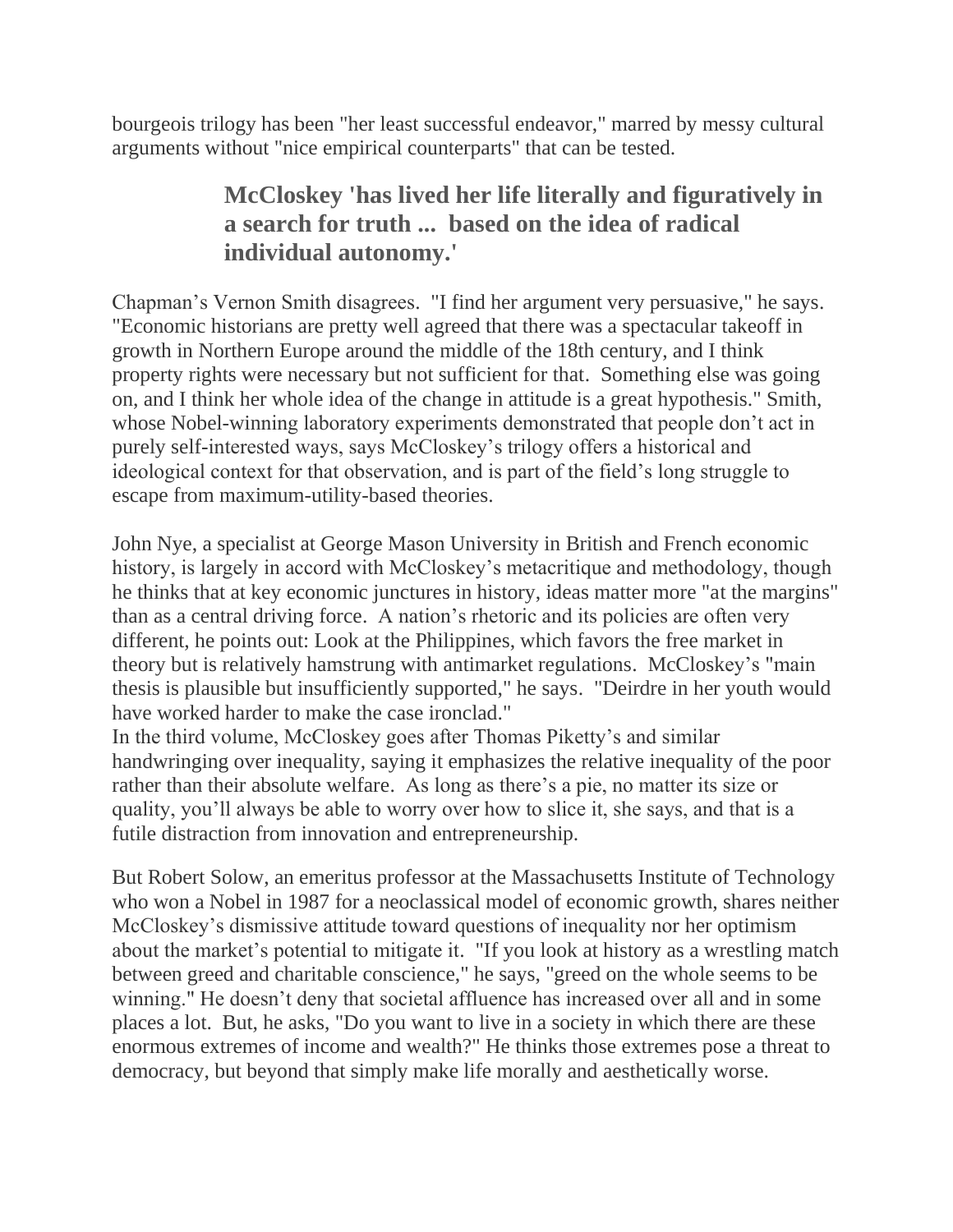bourgeois trilogy has been "her least successful endeavor," marred by messy cultural arguments without "nice empirical counterparts" that can be tested.

> **McCloskey 'has lived her life literally and figuratively in a search for truth ... based on the idea of radical individual autonomy.'**

Chapman's Vernon Smith disagrees. "I find her argument very persuasive," he says. "Economic historians are pretty well agreed that there was a spectacular takeoff in growth in Northern Europe around the middle of the 18th century, and I think property rights were necessary but not sufficient for that. Something else was going on, and I think her whole idea of the change in attitude is a great hypothesis." Smith, whose Nobel-winning laboratory experiments demonstrated that people don't act in purely self-interested ways, says McCloskey's trilogy offers a historical and ideological context for that observation, and is part of the field's long struggle to escape from maximum-utility-based theories.

John Nye, a specialist at George Mason University in British and French economic history, is largely in accord with McCloskey's metacritique and methodology, though he thinks that at key economic junctures in history, ideas matter more "at the margins" than as a central driving force. A nation's rhetoric and its policies are often very different, he points out: Look at the Philippines, which favors the free market in theory but is relatively hamstrung with antimarket regulations. McCloskey's "main thesis is plausible but insufficiently supported," he says. "Deirdre in her youth would have worked harder to make the case ironclad."

In the third volume, McCloskey goes after Thomas Piketty's and similar handwringing over inequality, saying it emphasizes the relative inequality of the poor rather than their absolute welfare. As long as there's a pie, no matter its size or quality, you'll always be able to worry over how to slice it, she says, and that is a futile distraction from innovation and entrepreneurship.

But Robert Solow, an emeritus professor at the Massachusetts Institute of Technology who won a Nobel in 1987 for a neoclassical model of economic growth, shares neither McCloskey's dismissive attitude toward questions of inequality nor her optimism about the market's potential to mitigate it. "If you look at history as a wrestling match between greed and charitable conscience," he says, "greed on the whole seems to be winning." He doesn't deny that societal affluence has increased over all and in some places a lot. But, he asks, "Do you want to live in a society in which there are these enormous extremes of income and wealth?" He thinks those extremes pose a threat to democracy, but beyond that simply make life morally and aesthetically worse.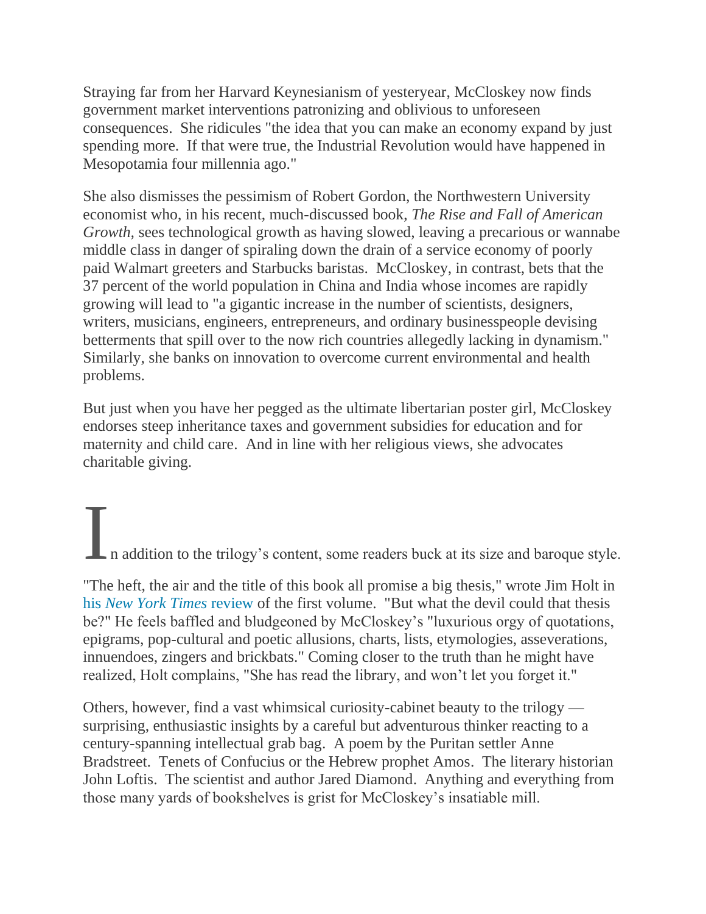Straying far from her Harvard Keynesianism of yesteryear, McCloskey now finds government market interventions patronizing and oblivious to unforeseen consequences. She ridicules "the idea that you can make an economy expand by just spending more. If that were true, the Industrial Revolution would have happened in Mesopotamia four millennia ago."

She also dismisses the pessimism of Robert Gordon, the Northwestern University economist who, in his recent, much-discussed book, *The Rise and Fall of American Growth,* sees technological growth as having slowed, leaving a precarious or wannabe middle class in danger of spiraling down the drain of a service economy of poorly paid Walmart greeters and Starbucks baristas. McCloskey, in contrast, bets that the 37 percent of the world population in China and India whose incomes are rapidly growing will lead to "a gigantic increase in the number of scientists, designers, writers, musicians, engineers, entrepreneurs, and ordinary businesspeople devising betterments that spill over to the now rich countries allegedly lacking in dynamism." Similarly, she banks on innovation to overcome current environmental and health problems.

But just when you have her pegged as the ultimate libertarian poster girl, McCloskey endorses steep inheritance taxes and government subsidies for education and for maternity and child care. And in line with her religious views, she advocates charitable giving.

In addition to the trilogy's content, some readers buck at its size and baroque style.

"The heft, the air and the title of this book all promise a big thesis," wrote Jim Holt in his *New York Times* review of the first volume. "But what the devil could that thesis be?" He feels baffled and bludgeoned by McCloskey's "luxurious orgy of quotations, epigrams, pop-cultural and poetic allusions, charts, lists, etymologies, asseverations, innuendoes, zingers and brickbats." Coming closer to the truth than he might have realized, Holt complains, "She has read the library, and won't let you forget it."

Others, however, find a vast whimsical curiosity-cabinet beauty to the trilogy — surprising, enthusiastic insights by a careful but adventurous thinker reacting to a century-spanning intellectual grab bag. A poem by the Puritan settler Anne Bradstreet. Tenets of Confucius or the Hebrew prophet Amos. The literary historian John Loftis. The scientist and author Jared Diamond. Anything and everything from those many yards of bookshelves is grist for McCloskey's insatiable mill.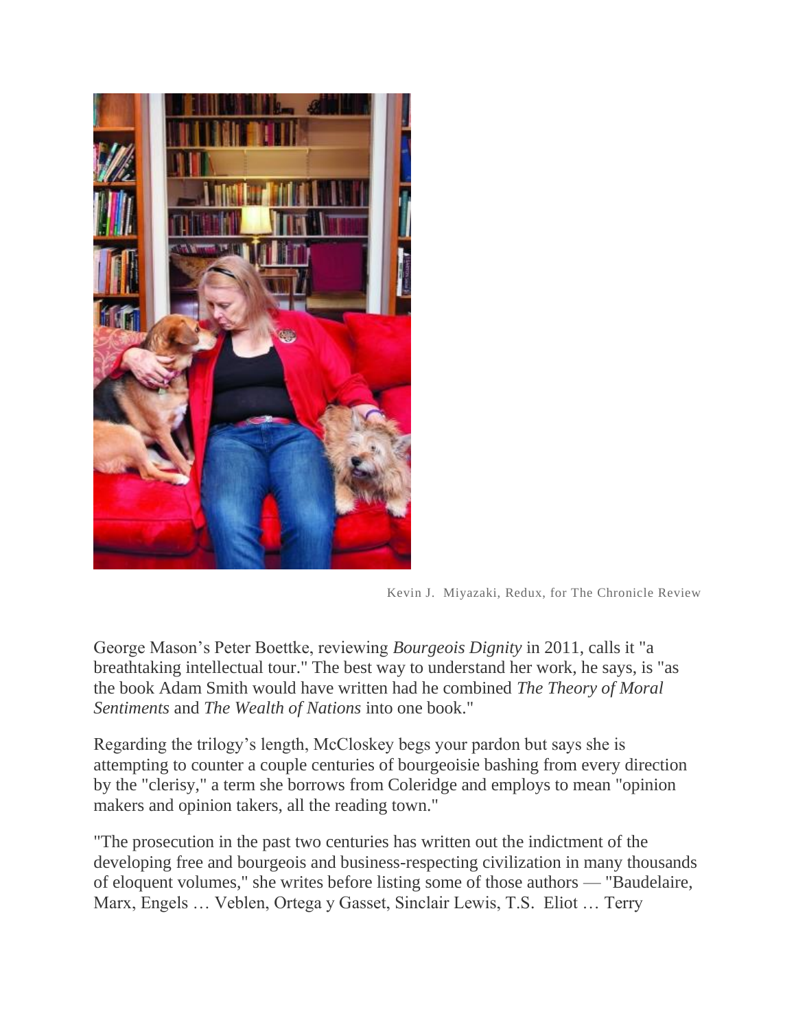Kevin J. Miyazaki, Redux, for The Chronicle Review

George Mason's Peter Boettke, reviewing *Bourgeois Dignity* in 2011, calls it "a breathtaking intellectual tour." The best way to understand her work, he says, is "as the book Adam Smith would have written had he combined *The Theory of Moral Sentiments* and *The Wealth of Nations* into one book."

Regarding the trilogy's length, McCloskey begs your pardon but says she is attempting to counter a couple centuries of bourgeoisie bashing from every direction by the "clerisy," a term she borrows from Coleridge and employs to mean "opinion makers and opinion takers, all the reading town."

"The prosecution in the past two centuries has written out the indictment of the developing free and bourgeois and business-respecting civilization in many thousands of eloquent volumes," she writes before listing some of those authors — "Baudelaire, Marx, Engels … Veblen, Ortega y Gasset, Sinclair Lewis, T.S. Eliot … Terry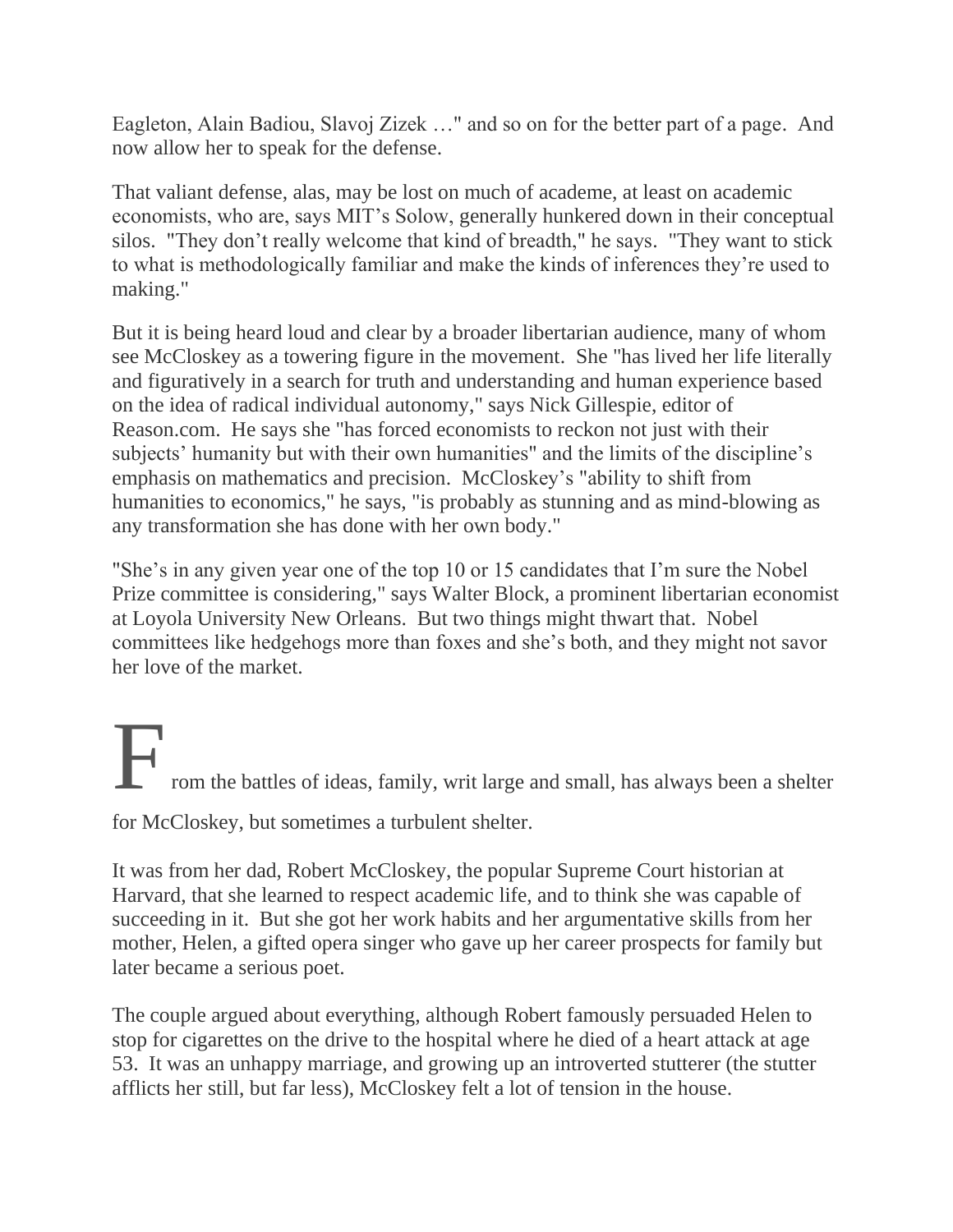Eagleton, Alain Badiou, Slavoj Zizek …" and so on for the better part of a page. And now allow her to speak for the defense.

That valiant defense, alas, may be lost on much of academe, at least on academic economists, who are, says MIT's Solow, generally hunkered down in their conceptual silos. "They don't really welcome that kind of breadth," he says. "They want to stick to what is methodologically familiar and make the kinds of inferences they're used to making."

But it is being heard loud and clear by a broader libertarian audience, many of whom see McCloskey as a towering figure in the movement. She "has lived her life literally and figuratively in a search for truth and understanding and human experience based on the idea of radical individual autonomy," says Nick Gillespie, editor of Reason.com. He says she "has forced economists to reckon not just with their subjects' humanity but with their own humanities" and the limits of the discipline's emphasis on mathematics and precision. McCloskey's "ability to shift from humanities to economics," he says, "is probably as stunning and as mind-blowing as any transformation she has done with her own body."

"She's in any given year one of the top 10 or 15 candidates that I'm sure the Nobel Prize committee is considering," says Walter Block, a prominent libertarian economist at Loyola University New Orleans. But two things might thwart that. Nobel committees like hedgehogs more than foxes and she's both, and they might not savor her love of the market.

From the battles of ideas, family, writ large and small, has always been a shelter for McCloskey, but sometimes a turbulent shelter.

It was from her dad, Robert McCloskey, the popular Supreme Court historian at Harvard, that she learned to respect academic life, and to think she was capable of succeeding in it. But she got her work habits and her argumentative skills from her mother, Helen, a gifted opera singer who gave up her career prospects for family but later became a serious poet.

The couple argued about everything, although Robert famously persuaded Helen to stop for cigarettes on the drive to the hospital where he died of a heart attack at age 53. It was an unhappy marriage, and growing up an introverted stutterer (the stutter afflicts her still, but far less), McCloskey felt a lot of tension in the house.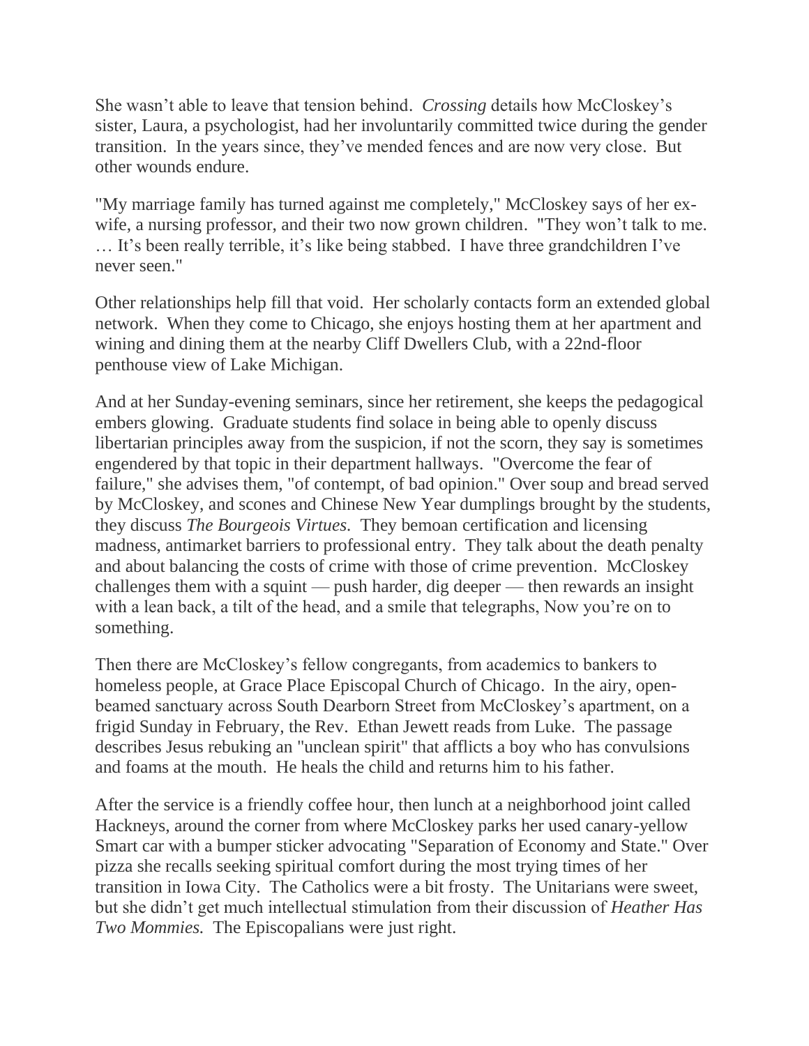She wasn't able to leave that tension behind. *Crossing* details how McCloskey's sister, Laura, a psychologist, had her involuntarily committed twice during the gender transition. In the years since, they've mended fences and are now very close. But other wounds endure.

"My marriage family has turned against me completely," McCloskey says of her ex-wife, a nursing professor, and their two now grown children. "They won't talk to me. … It's been really terrible, it's like being stabbed. I have three grandchildren I've never seen."

Other relationships help fill that void. Her scholarly contacts form an extended global network. When they come to Chicago, she enjoys hosting them at her apartment and wining and dining them at the nearby Cliff Dwellers Club, with a 22nd-floor penthouse view of Lake Michigan.

And at her Sunday-evening seminars, since her retirement, she keeps the pedagogical embers glowing. Graduate students find solace in being able to openly discuss libertarian principles away from the suspicion, if not the scorn, they say is sometimes engendered by that topic in their department hallways. "Overcome the fear of failure," she advises them, "of contempt, of bad opinion." Over soup and bread served by McCloskey, and scones and Chinese New Year dumplings brought by the students, they discuss *The Bourgeois Virtues.* They bemoan certification and licensing madness, antimarket barriers to professional entry. They talk about the death penalty and about balancing the costs of crime with those of crime prevention. McCloskey challenges them with a squint — push harder, dig deeper — then rewards an insight with a lean back, a tilt of the head, and a smile that telegraphs, Now you're on to something.

Then there are McCloskey's fellow congregants, from academics to bankers to homeless people, at Grace Place Episcopal Church of Chicago. In the airy, open-beamed sanctuary across South Dearborn Street from McCloskey's apartment, on a frigid Sunday in February, the Rev. Ethan Jewett reads from Luke. The passage describes Jesus rebuking an "unclean spirit" that afflicts a boy who has convulsions and foams at the mouth. He heals the child and returns him to his father.

After the service is a friendly coffee hour, then lunch at a neighborhood joint called Hackneys, around the corner from where McCloskey parks her used canary-yellow Smart car with a bumper sticker advocating "Separation of Economy and State." Over pizza she recalls seeking spiritual comfort during the most trying times of her transition in Iowa City. The Catholics were a bit frosty. The Unitarians were sweet, but she didn't get much intellectual stimulation from their discussion of *Heather Has Two Mommies.* The Episcopalians were just right.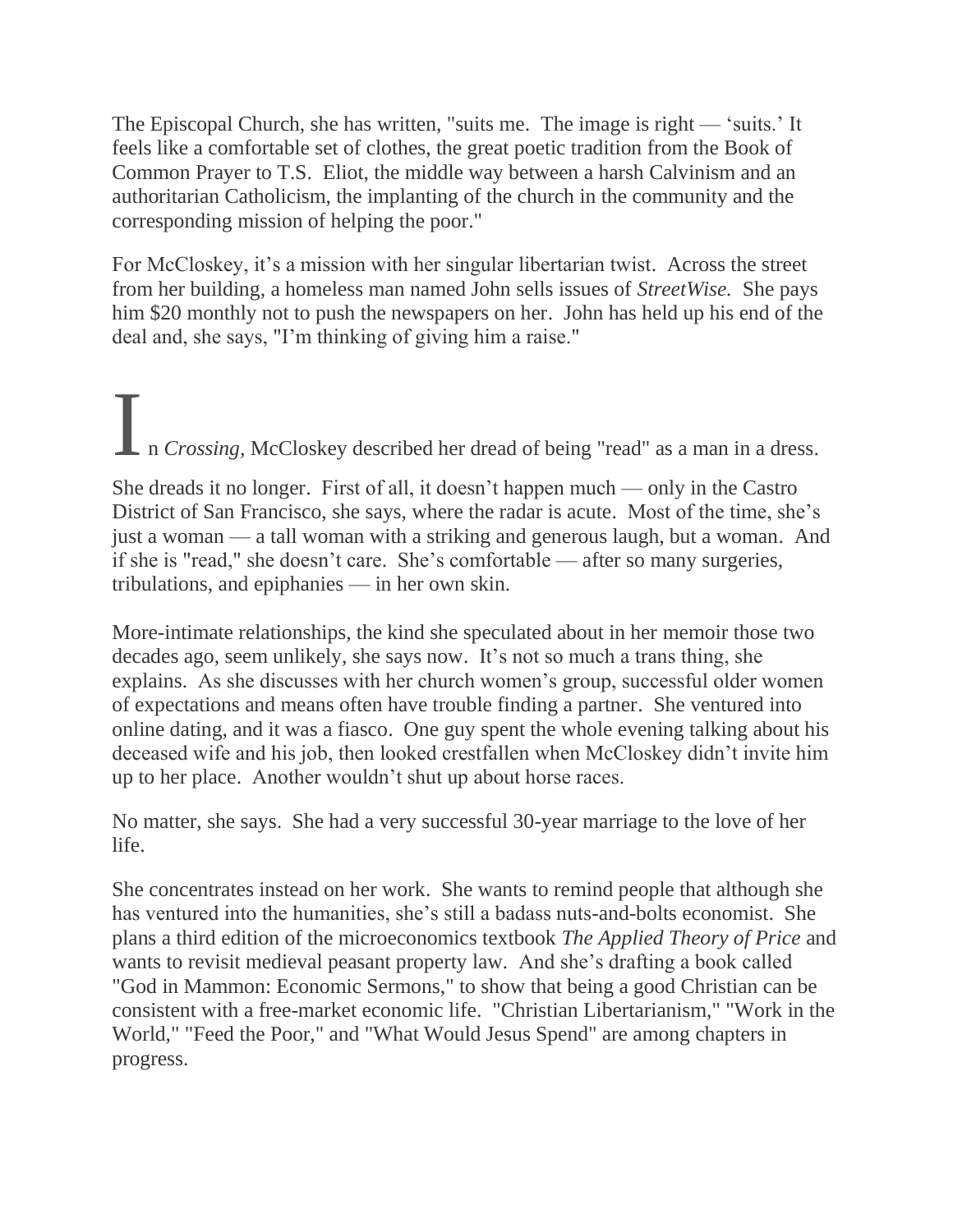The Episcopal Church, she has written, "suits me. The image is right — 'suits.' It feels like a comfortable set of clothes, the great poetic tradition from the Book of Common Prayer to T.S. Eliot, the middle way between a harsh Calvinism and an authoritarian Catholicism, the implanting of the church in the community and the corresponding mission of helping the poor."

For McCloskey, it's a mission with her singular libertarian twist. Across the street from her building, a homeless man named John sells issues of *StreetWise.* She pays him $20 monthly not to push the newspapers on her. John has held up his end of the deal and, she says, "I'm thinking of giving him a raise."

In *Crossing*, McCloskey described her dread of being "read" as a man in a dress.

She dreads it no longer. First of all, it doesn't happen much — only in the Castro District of San Francisco, she says, where the radar is acute. Most of the time, she's just a woman — a tall woman with a striking and generous laugh, but a woman. And if she is "read," she doesn't care. She's comfortable — after so many surgeries, tribulations, and epiphanies — in her own skin.

More-intimate relationships, the kind she speculated about in her memoir those two decades ago, seem unlikely, she says now. It's not so much a trans thing, she explains. As she discusses with her church women's group, successful older women of expectations and means often have trouble finding a partner. She ventured into online dating, and it was a fiasco. One guy spent the whole evening talking about his deceased wife and his job, then looked crestfallen when McCloskey didn't invite him up to her place. Another wouldn't shut up about horse races.

No matter, she says. She had a very successful 30-year marriage to the love of her life.

She concentrates instead on her work. She wants to remind people that although she has ventured into the humanities, she's still a badass nuts-and-bolts economist. She plans a third edition of the microeconomics textbook *The Applied Theory of Price* and wants to revisit medieval peasant property law. And she's drafting a book called "God in Mammon: Economic Sermons," to show that being a good Christian can be consistent with a free-market economic life. "Christian Libertarianism," "Work in the World," "Feed the Poor," and "What Would Jesus Spend" are among chapters in progress.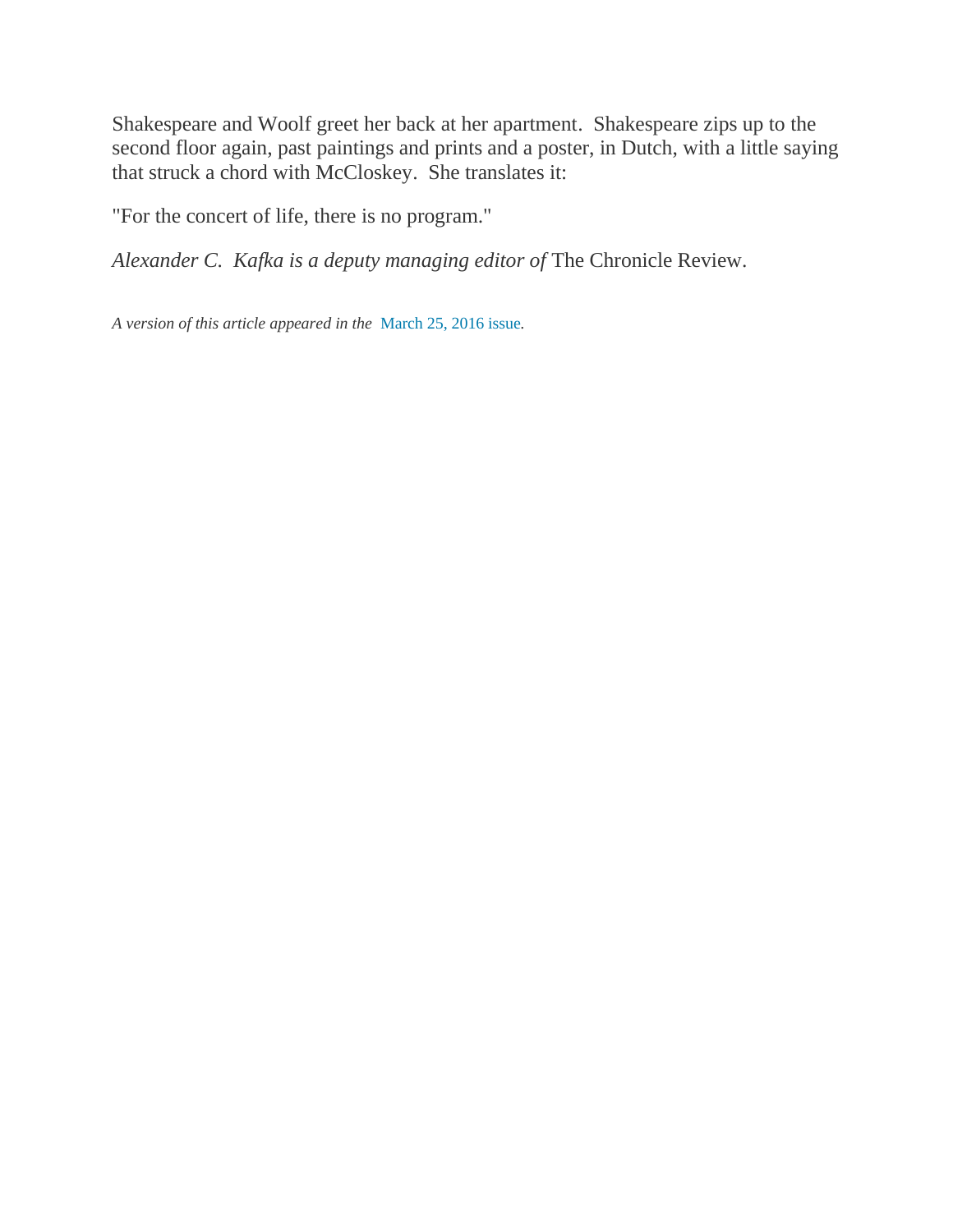Shakespeare and Woolf greet her back at her apartment.  Shakespeare zips up to the second floor again, past paintings and prints and a poster, in Dutch, with a little saying that struck a chord with McCloskey.  She translates it:

"For the concert of life, there is no program."

*Alexander C.  Kafka is a deputy managing editor of* The Chronicle Review.

*A version of this article appeared in the* March 25, 2016 issue*.*